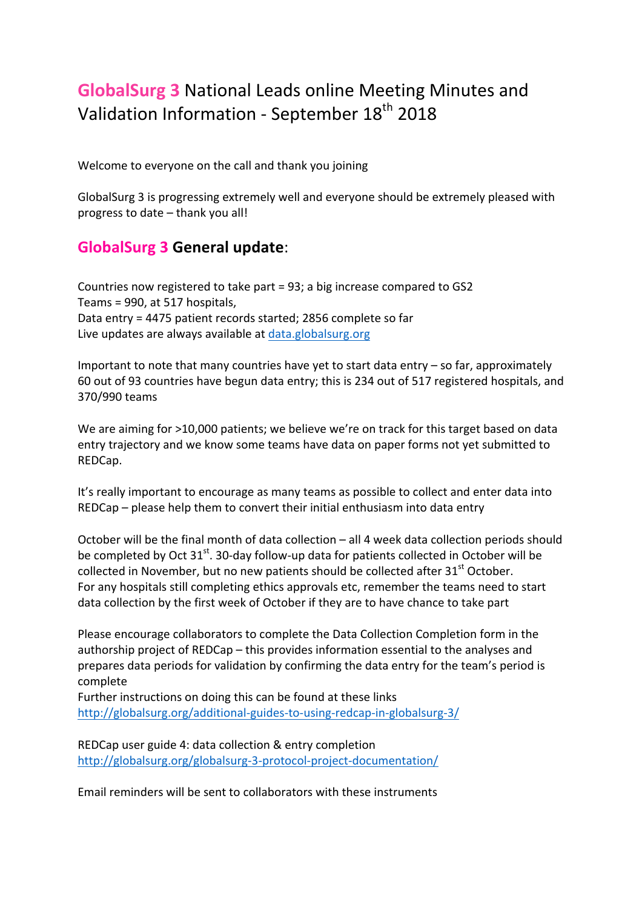# GlobalSurg 3 National Leads online Meeting Minutes and Validation Information - September 18th 2018

Welcome to everyone on the call and thank you joining

GlobalSurg 3 is progressing extremely well and everyone should be extremely pleased with progress to date – thank you all!

## GlobalSurg 3 General update:

Countries now registered to take part = 93; a big increase compared to GS2
Teams = 990, at 517 hospitals,
Data entry = 4475 patient records started; 2856 complete so far
Live updates are always available at [data.globalsurg.org](data.globalsurg.org)

Important to note that many countries have yet to start data entry – so far, approximately 60 out of 93 countries have begun data entry; this is 234 out of 517 registered hospitals, and 370/990 teams

We are aiming for >10,000 patients; we believe we're on track for this target based on data entry trajectory and we know some teams have data on paper forms not yet submitted to REDCap.

It's really important to encourage as many teams as possible to collect and enter data into REDCap – please help them to convert their initial enthusiasm into data entry

October will be the final month of data collection – all 4 week data collection periods should be completed by Oct 31st. 30-day follow-up data for patients collected in October will be collected in November, but no new patients should be collected after 31st October.
For any hospitals still completing ethics approvals etc, remember the teams need to start data collection by the first week of October if they are to have chance to take part

Please encourage collaborators to complete the Data Collection Completion form in the authorship project of REDCap – this provides information essential to the analyses and prepares data periods for validation by confirming the data entry for the team's period is complete
Further instructions on doing this can be found at these links
http://globalsurg.org/additional-guides-to-using-redcap-in-globalsurg-3/

REDCap user guide 4: data collection & entry completion
http://globalsurg.org/globalsurg-3-protocol-project-documentation/

Email reminders will be sent to collaborators with these instruments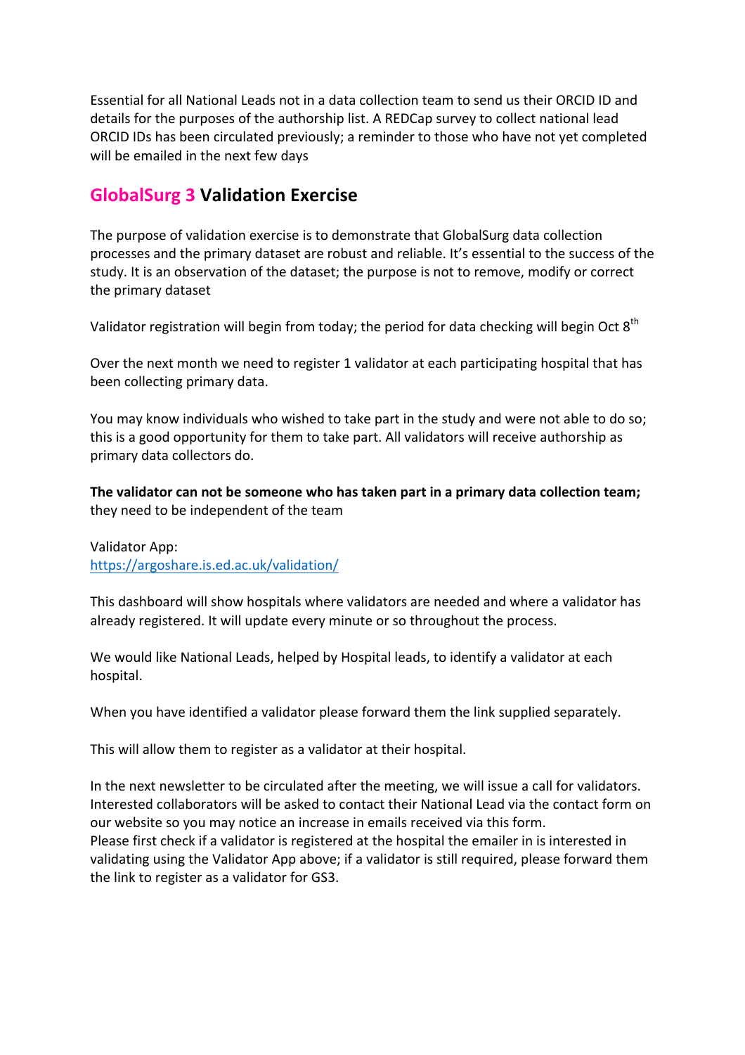Essential for all National Leads not in a data collection team to send us their ORCID ID and details for the purposes of the authorship list. A REDCap survey to collect national lead ORCID IDs has been circulated previously; a reminder to those who have not yet completed will be emailed in the next few days

## GlobalSurg 3 Validation Exercise

The purpose of validation exercise is to demonstrate that GlobalSurg data collection processes and the primary dataset are robust and reliable. It's essential to the success of the study. It is an observation of the dataset; the purpose is not to remove, modify or correct the primary dataset

Validator registration will begin from today; the period for data checking will begin Oct 8th

Over the next month we need to register 1 validator at each participating hospital that has been collecting primary data.

You may know individuals who wished to take part in the study and were not able to do so; this is a good opportunity for them to take part. All validators will receive authorship as primary data collectors do.

**The validator can not be someone who has taken part in a primary data collection team;** they need to be independent of the team

Validator App:
[https://argoshare.is.ed.ac.uk/validation/](https://argoshare.is.ed.ac.uk/validation/)

This dashboard will show hospitals where validators are needed and where a validator has already registered. It will update every minute or so throughout the process.

We would like National Leads, helped by Hospital leads, to identify a validator at each hospital.

When you have identified a validator please forward them the link supplied separately.

This will allow them to register as a validator at their hospital.

In the next newsletter to be circulated after the meeting, we will issue a call for validators. Interested collaborators will be asked to contact their National Lead via the contact form on our website so you may notice an increase in emails received via this form.
Please first check if a validator is registered at the hospital the emailer in is interested in validating using the Validator App above; if a validator is still required, please forward them the link to register as a validator for GS3.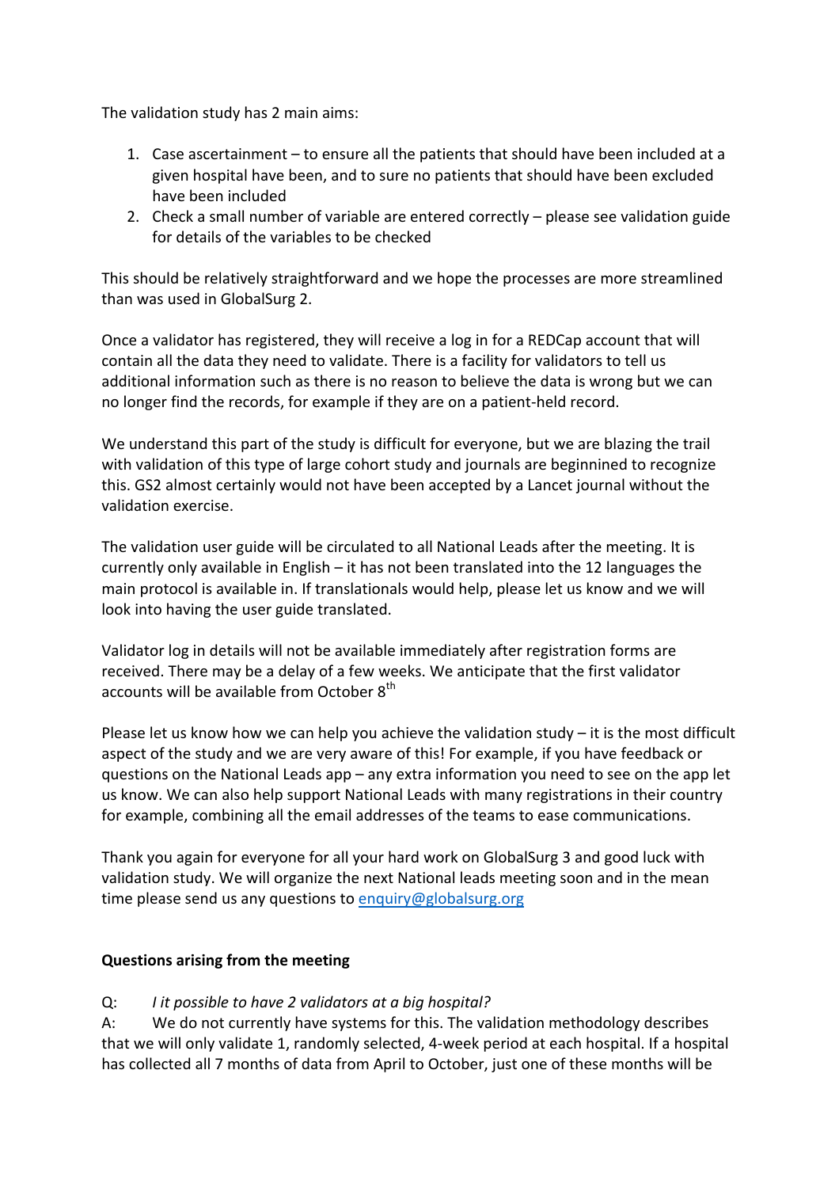The validation study has 2 main aims:

1. Case ascertainment – to ensure all the patients that should have been included at a given hospital have been, and to sure no patients that should have been excluded have been included
2. Check a small number of variable are entered correctly – please see validation guide for details of the variables to be checked

This should be relatively straightforward and we hope the processes are more streamlined than was used in GlobalSurg 2.

Once a validator has registered, they will receive a log in for a REDCap account that will contain all the data they need to validate. There is a facility for validators to tell us additional information such as there is no reason to believe the data is wrong but we can no longer find the records, for example if they are on a patient-held record.

We understand this part of the study is difficult for everyone, but we are blazing the trail with validation of this type of large cohort study and journals are beginnined to recognize this. GS2 almost certainly would not have been accepted by a Lancet journal without the validation exercise.

The validation user guide will be circulated to all National Leads after the meeting. It is currently only available in English – it has not been translated into the 12 languages the main protocol is available in. If translationals would help, please let us know and we will look into having the user guide translated.

Validator log in details will not be available immediately after registration forms are received. There may be a delay of a few weeks. We anticipate that the first validator accounts will be available from October 8th

Please let us know how we can help you achieve the validation study – it is the most difficult aspect of the study and we are very aware of this! For example, if you have feedback or questions on the National Leads app – any extra information you need to see on the app let us know. We can also help support National Leads with many registrations in their country for example, combining all the email addresses of the teams to ease communications.

Thank you again for everyone for all your hard work on GlobalSurg 3 and good luck with validation study. We will organize the next National leads meeting soon and in the mean time please send us any questions to enquiry@globalsurg.org

**Questions arising from the meeting**

Q: *I it possible to have 2 validators at a big hospital?*

A: We do not currently have systems for this. The validation methodology describes that we will only validate 1, randomly selected, 4-week period at each hospital. If a hospital has collected all 7 months of data from April to October, just one of these months will be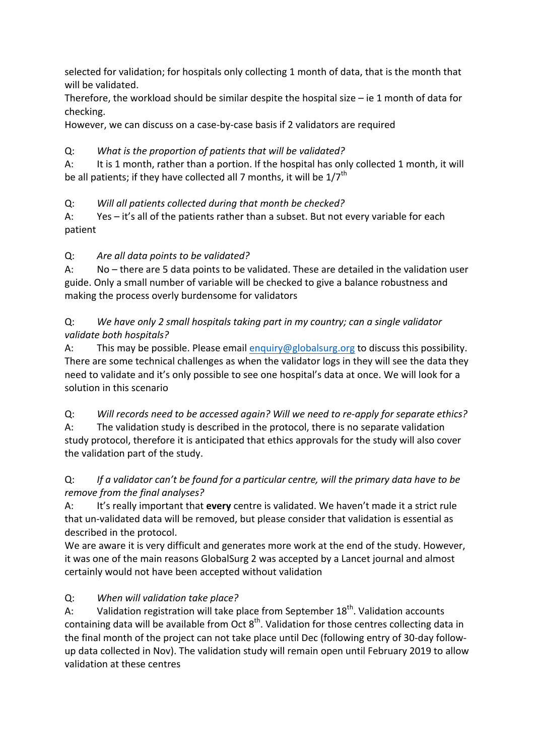selected for validation; for hospitals only collecting 1 month of data, that is the month that will be validated.
Therefore, the workload should be similar despite the hospital size – ie 1 month of data for checking.
However, we can discuss on a case-by-case basis if 2 validators are required

Q: *What is the proportion of patients that will be validated?*
A: It is 1 month, rather than a portion. If the hospital has only collected 1 month, it will be all patients; if they have collected all 7 months, it will be 1/7th

Q: *Will all patients collected during that month be checked?*
A: Yes – it's all of the patients rather than a subset. But not every variable for each patient

Q: *Are all data points to be validated?*
A: No – there are 5 data points to be validated. These are detailed in the validation user guide. Only a small number of variable will be checked to give a balance robustness and making the process overly burdensome for validators

Q: *We have only 2 small hospitals taking part in my country; can a single validator validate both hospitals?*
A: This may be possible. Please email enquiry@globalsurg.org to discuss this possibility. There are some technical challenges as when the validator logs in they will see the data they need to validate and it's only possible to see one hospital's data at once. We will look for a solution in this scenario

Q: *Will records need to be accessed again? Will we need to re-apply for separate ethics?*
A: The validation study is described in the protocol, there is no separate validation study protocol, therefore it is anticipated that ethics approvals for the study will also cover the validation part of the study.

Q: *If a validator can't be found for a particular centre, will the primary data have to be remove from the final analyses?*
A: It's really important that **every** centre is validated. We haven't made it a strict rule that un-validated data will be removed, but please consider that validation is essential as described in the protocol.
We are aware it is very difficult and generates more work at the end of the study. However, it was one of the main reasons GlobalSurg 2 was accepted by a Lancet journal and almost certainly would not have been accepted without validation

Q: *When will validation take place?*
A: Validation registration will take place from September 18th. Validation accounts containing data will be available from Oct 8th. Validation for those centres collecting data in the final month of the project can not take place until Dec (following entry of 30-day follow-up data collected in Nov). The validation study will remain open until February 2019 to allow validation at these centres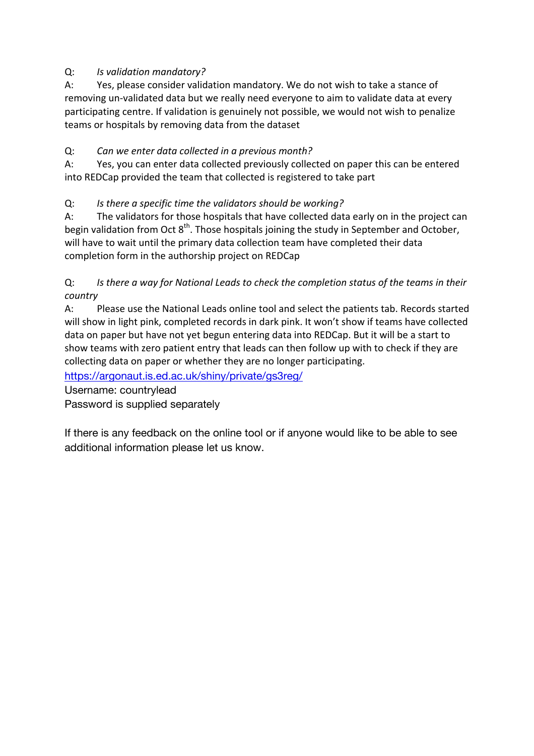Q: *Is validation mandatory?*

A: Yes, please consider validation mandatory. We do not wish to take a stance of removing un-validated data but we really need everyone to aim to validate data at every participating centre. If validation is genuinely not possible, we would not wish to penalize teams or hospitals by removing data from the dataset

Q: *Can we enter data collected in a previous month?*

A: Yes, you can enter data collected previously collected on paper this can be entered into REDCap provided the team that collected is registered to take part

Q: *Is there a specific time the validators should be working?*

A: The validators for those hospitals that have collected data early on in the project can begin validation from Oct 8th. Those hospitals joining the study in September and October, will have to wait until the primary data collection team have completed their data completion form in the authorship project on REDCap

Q: *Is there a way for National Leads to check the completion status of the teams in their country*

A: Please use the National Leads online tool and select the patients tab. Records started will show in light pink, completed records in dark pink. It won't show if teams have collected data on paper but have not yet begun entering data into REDCap. But it will be a start to show teams with zero patient entry that leads can then follow up with to check if they are collecting data on paper or whether they are no longer participating.

https://argonaut.is.ed.ac.uk/shiny/private/gs3reg/

Username: countrylead

Password is supplied separately

If there is any feedback on the online tool or if anyone would like to be able to see additional information please let us know.